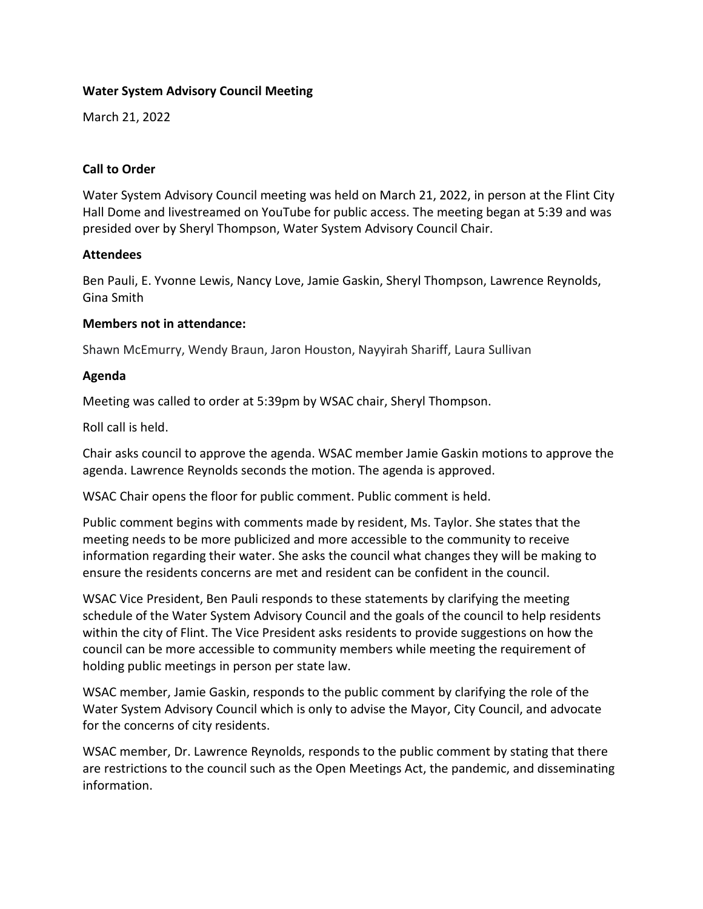**Water System Advisory Council Meeting**

March 21, 2022

**Call to Order**

Water System Advisory Council meeting was held on March 21, 2022, in person at the Flint City Hall Dome and livestreamed on YouTube for public access. The meeting began at 5:39 and was presided over by Sheryl Thompson, Water System Advisory Council Chair.

**Attendees**

Ben Pauli, E. Yvonne Lewis, Nancy Love, Jamie Gaskin, Sheryl Thompson, Lawrence Reynolds, Gina Smith

**Members not in attendance:**

Shawn McEmurry, Wendy Braun, Jaron Houston, Nayyirah Shariff, Laura Sullivan

**Agenda**

Meeting was called to order at 5:39pm by WSAC chair, Sheryl Thompson.

Roll call is held.

Chair asks council to approve the agenda. WSAC member Jamie Gaskin motions to approve the agenda. Lawrence Reynolds seconds the motion. The agenda is approved.

WSAC Chair opens the floor for public comment. Public comment is held.

Public comment begins with comments made by resident, Ms. Taylor. She states that the meeting needs to be more publicized and more accessible to the community to receive information regarding their water. She asks the council what changes they will be making to ensure the residents concerns are met and resident can be confident in the council.

WSAC Vice President, Ben Pauli responds to these statements by clarifying the meeting schedule of the Water System Advisory Council and the goals of the council to help residents within the city of Flint. The Vice President asks residents to provide suggestions on how the council can be more accessible to community members while meeting the requirement of holding public meetings in person per state law.

WSAC member, Jamie Gaskin, responds to the public comment by clarifying the role of the Water System Advisory Council which is only to advise the Mayor, City Council, and advocate for the concerns of city residents.

WSAC member, Dr. Lawrence Reynolds, responds to the public comment by stating that there are restrictions to the council such as the Open Meetings Act, the pandemic, and disseminating information.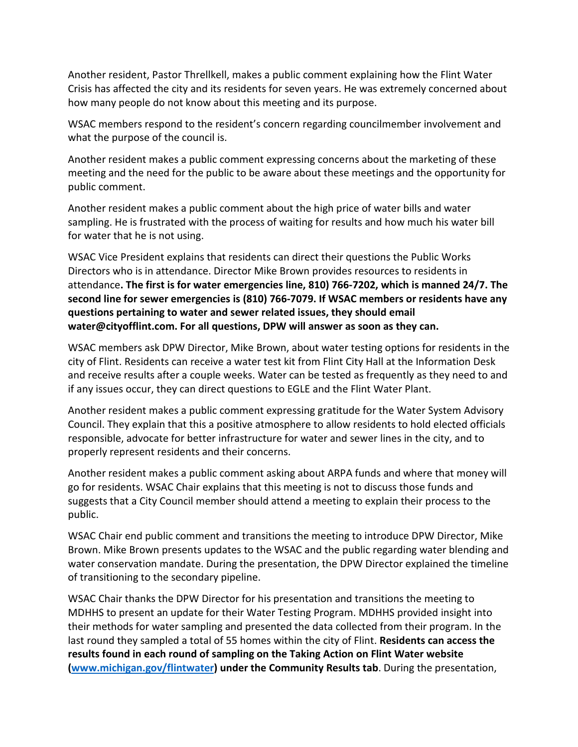Another resident, Pastor Threllkell, makes a public comment explaining how the Flint Water Crisis has affected the city and its residents for seven years. He was extremely concerned about how many people do not know about this meeting and its purpose.

WSAC members respond to the resident's concern regarding councilmember involvement and what the purpose of the council is.

Another resident makes a public comment expressing concerns about the marketing of these meeting and the need for the public to be aware about these meetings and the opportunity for public comment.

Another resident makes a public comment about the high price of water bills and water sampling. He is frustrated with the process of waiting for results and how much his water bill for water that he is not using.

WSAC Vice President explains that residents can direct their questions the Public Works Directors who is in attendance. Director Mike Brown provides resources to residents in attendance**. The first is for water emergencies line, 810) 766-7202, which is manned 24/7. The second line for sewer emergencies is (810) 766-7079. If WSAC members or residents have any questions pertaining to water and sewer related issues, they should email water@cityofflint.com. For all questions, DPW will answer as soon as they can.**

WSAC members ask DPW Director, Mike Brown, about water testing options for residents in the city of Flint. Residents can receive a water test kit from Flint City Hall at the Information Desk and receive results after a couple weeks. Water can be tested as frequently as they need to and if any issues occur, they can direct questions to EGLE and the Flint Water Plant.

Another resident makes a public comment expressing gratitude for the Water System Advisory Council. They explain that this a positive atmosphere to allow residents to hold elected officials responsible, advocate for better infrastructure for water and sewer lines in the city, and to properly represent residents and their concerns.

Another resident makes a public comment asking about ARPA funds and where that money will go for residents. WSAC Chair explains that this meeting is not to discuss those funds and suggests that a City Council member should attend a meeting to explain their process to the public.

WSAC Chair end public comment and transitions the meeting to introduce DPW Director, Mike Brown. Mike Brown presents updates to the WSAC and the public regarding water blending and water conservation mandate. During the presentation, the DPW Director explained the timeline of transitioning to the secondary pipeline.

WSAC Chair thanks the DPW Director for his presentation and transitions the meeting to MDHHS to present an update for their Water Testing Program. MDHHS provided insight into their methods for water sampling and presented the data collected from their program. In the last round they sampled a total of 55 homes within the city of Flint. **Residents can access the results found in each round of sampling on the Taking Action on Flint Water website ([www.michigan.gov/flintwater](http://www.michigan.gov/flintwater)) under the Community Results tab**. During the presentation,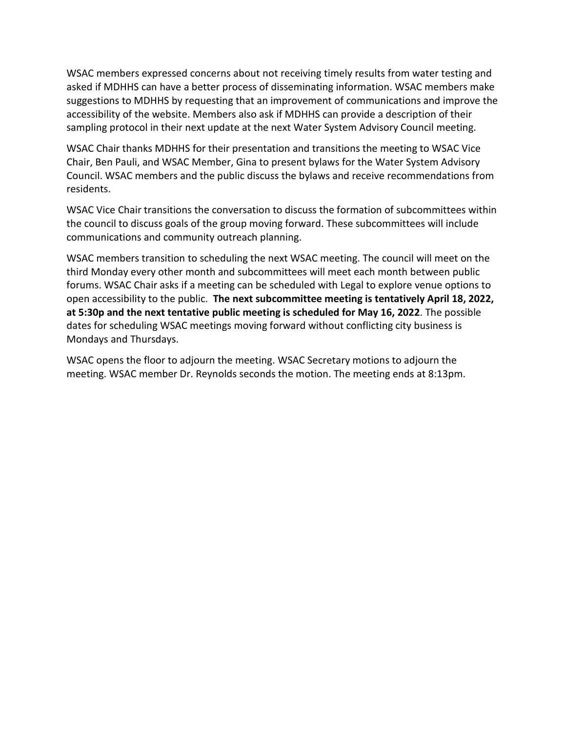WSAC members expressed concerns about not receiving timely results from water testing and asked if MDHHS can have a better process of disseminating information. WSAC members make suggestions to MDHHS by requesting that an improvement of communications and improve the accessibility of the website. Members also ask if MDHHS can provide a description of their sampling protocol in their next update at the next Water System Advisory Council meeting.

WSAC Chair thanks MDHHS for their presentation and transitions the meeting to WSAC Vice Chair, Ben Pauli, and WSAC Member, Gina to present bylaws for the Water System Advisory Council. WSAC members and the public discuss the bylaws and receive recommendations from residents.

WSAC Vice Chair transitions the conversation to discuss the formation of subcommittees within the council to discuss goals of the group moving forward. These subcommittees will include communications and community outreach planning.

WSAC members transition to scheduling the next WSAC meeting. The council will meet on the third Monday every other month and subcommittees will meet each month between public forums. WSAC Chair asks if a meeting can be scheduled with Legal to explore venue options to open accessibility to the public. **The next subcommittee meeting is tentatively April 18, 2022, at 5:30p and the next tentative public meeting is scheduled for May 16, 2022**. The possible dates for scheduling WSAC meetings moving forward without conflicting city business is Mondays and Thursdays.

WSAC opens the floor to adjourn the meeting. WSAC Secretary motions to adjourn the meeting. WSAC member Dr. Reynolds seconds the motion. The meeting ends at 8:13pm.